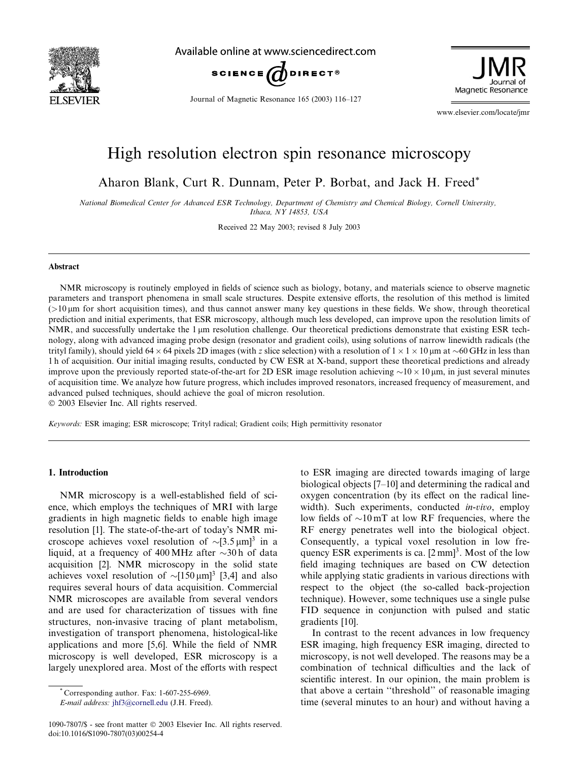# High resolution electron spin resonance microscopy

Aharon Blank, Curt R. Dunnam, Peter P. Borbat, and Jack H. Freed*

*National Biomedical Center for Advanced ESR Technology, Department of Chemistry and Chemical Biology, Cornell University, Ithaca, NY 14853, USA*

Received 22 May 2003; revised 8 July 2003

## Abstract

NMR microscopy is routinely employed in fields of science such as biology, botany, and materials science to observe magnetic parameters and transport phenomena in small scale structures. Despite extensive efforts, the resolution of this method is limited (>10 μm for short acquisition times), and thus cannot answer many key questions in these fields. We show, through theoretical prediction and initial experiments, that ESR microscopy, although much less developed, can improve upon the resolution limits of NMR, and successfully undertake the 1 μm resolution challenge. Our theoretical predictions demonstrate that existing ESR technology, along with advanced imaging probe design (resonator and gradient coils), using solutions of narrow linewidth radicals (the trityl family), should yield 64 × 64 pixels 2D images (with *z* slice selection) with a resolution of 1 × 1 × 10 μm at ∼60 GHz in less than 1 h of acquisition. Our initial imaging results, conducted by CW ESR at X-band, support these theoretical predictions and already improve upon the previously reported state-of-the-art for 2D ESR image resolution achieving ∼10 × 10 μm, in just several minutes of acquisition time. We analyze how future progress, which includes improved resonators, increased frequency of measurement, and advanced pulsed techniques, should achieve the goal of micron resolution.

© 2003 Elsevier Inc. All rights reserved.

*Keywords:* ESR imaging; ESR microscope; Trityl radical; Gradient coils; High permittivity resonator

## 1. Introduction

NMR microscopy is a well-established field of science, which employs the techniques of MRI with large gradients in high magnetic fields to enable high image resolution [1]. The state-of-the-art of today's NMR microscope achieves voxel resolution of ∼[3.5 μm]$^3$ in a liquid, at a frequency of 400 MHz after ∼30 h of data acquisition [2]. NMR microscopy in the solid state achieves voxel resolution of ∼[150 μm]$^3$ [3,4] and also requires several hours of data acquisition. Commercial NMR microscopes are available from several vendors and are used for characterization of tissues with fine structures, non-invasive tracing of plant metabolism, investigation of transport phenomena, histological-like applications and more [5,6]. While the field of NMR microscopy is well developed, ESR microscopy is a largely unexplored area. Most of the efforts with respect to ESR imaging are directed towards imaging of large biological objects [7–10] and determining the radical and oxygen concentration (by its effect on the radical linewidth). Such experiments, conducted *in-vivo*, employ low fields of ∼10 mT at low RF frequencies, where the RF energy penetrates well into the biological object. Consequently, a typical voxel resolution in low frequency ESR experiments is ca. [2 mm]$^3$. Most of the low field imaging techniques are based on CW detection while applying static gradients in various directions with respect to the object (the so-called back-projection technique). However, some techniques use a single pulse FID sequence in conjunction with pulsed and static gradients [10].

In contrast to the recent advances in low frequency ESR imaging, high frequency ESR imaging, directed to microscopy, is not well developed. The reasons may be a combination of technical difficulties and the lack of scientific interest. In our opinion, the main problem is that above a certain "threshold" of reasonable imaging time (several minutes to an hour) and without having a

* Corresponding author. Fax: 1-607-255-6969. *E-mail address:* jhf3@cornell.edu (J.H. Freed).

1090-7807/$ - see front matter © 2003 Elsevier Inc. All rights reserved. doi:10.1016/S1090-7807(03)00254-4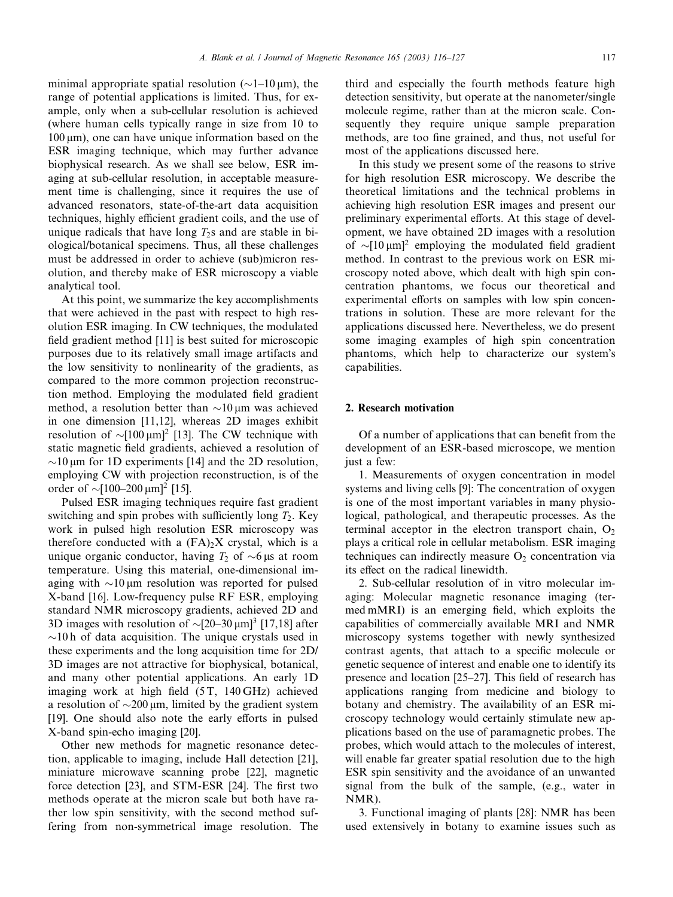minimal appropriate spatial resolution (~1–10 μm), the range of potential applications is limited. Thus, for example, only when a sub-cellular resolution is achieved (where human cells typically range in size from 10 to 100 μm), one can have unique information based on the ESR imaging technique, which may further advance biophysical research. As we shall see below, ESR imaging at sub-cellular resolution, in acceptable measurement time is challenging, since it requires the use of advanced resonators, state-of-the-art data acquisition techniques, highly efficient gradient coils, and the use of unique radicals that have long $T_2$s and are stable in biological/botanical specimens. Thus, all these challenges must be addressed in order to achieve (sub)micron resolution, and thereby make of ESR microscopy a viable analytical tool.

At this point, we summarize the key accomplishments that were achieved in the past with respect to high resolution ESR imaging. In CW techniques, the modulated field gradient method [11] is best suited for microscopic purposes due to its relatively small image artifacts and the low sensitivity to nonlinearity of the gradients, as compared to the more common projection reconstruction method. Employing the modulated field gradient method, a resolution better than ~10 μm was achieved in one dimension [11,12], whereas 2D images exhibit resolution of ~$[100\ \mu m]^2$ [13]. The CW technique with static magnetic field gradients, achieved a resolution of ~10 μm for 1D experiments [14] and the 2D resolution, employing CW with projection reconstruction, is of the order of ~$[100\text{–}200\ \mu m]^2$ [15].

Pulsed ESR imaging techniques require fast gradient switching and spin probes with sufficiently long $T_2$. Key work in pulsed high resolution ESR microscopy was therefore conducted with a $(FA)_2X$ crystal, which is a unique organic conductor, having $T_2$ of ~6 μs at room temperature. Using this material, one-dimensional imaging with ~10 μm resolution was reported for pulsed X-band [16]. Low-frequency pulse RF ESR, employing standard NMR microscopy gradients, achieved 2D and 3D images with resolution of ~$[20\text{–}30\ \mu m]^3$ [17,18] after ~10 h of data acquisition. The unique crystals used in these experiments and the long acquisition time for 2D/3D images are not attractive for biophysical, botanical, and many other potential applications. An early 1D imaging work at high field (5 T, 140 GHz) achieved a resolution of ~200 μm, limited by the gradient system [19]. One should also note the early efforts in pulsed X-band spin-echo imaging [20].

Other new methods for magnetic resonance detection, applicable to imaging, include Hall detection [21], miniature microwave scanning probe [22], magnetic force detection [23], and STM-ESR [24]. The first two methods operate at the micron scale but both have rather low spin sensitivity, with the second method suffering from non-symmetrical image resolution. The third and especially the fourth methods feature high detection sensitivity, but operate at the nanometer/single molecule regime, rather than at the micron scale. Consequently they require unique sample preparation methods, are too fine grained, and thus, not useful for most of the applications discussed here.

In this study we present some of the reasons to strive for high resolution ESR microscopy. We describe the theoretical limitations and the technical problems in achieving high resolution ESR images and present our preliminary experimental efforts. At this stage of development, we have obtained 2D images with a resolution of ~$[10\ \mu m]^2$ employing the modulated field gradient method. In contrast to the previous work on ESR microscopy noted above, which dealt with high spin concentration phantoms, we focus our theoretical and experimental efforts on samples with low spin concentrations in solution. These are more relevant for the applications discussed here. Nevertheless, we do present some imaging examples of high spin concentration phantoms, which help to characterize our system's capabilities.

## 2. Research motivation

Of a number of applications that can benefit from the development of an ESR-based microscope, we mention just a few:

1. Measurements of oxygen concentration in model systems and living cells [9]: The concentration of oxygen is one of the most important variables in many physiological, pathological, and therapeutic processes. As the terminal acceptor in the electron transport chain, $O_2$ plays a critical role in cellular metabolism. ESR imaging techniques can indirectly measure $O_2$ concentration via its effect on the radical linewidth.

2. Sub-cellular resolution of in vitro molecular imaging: Molecular magnetic resonance imaging (termed mMRI) is an emerging field, which exploits the capabilities of commercially available MRI and NMR microscopy systems together with newly synthesized contrast agents, that attach to a specific molecule or genetic sequence of interest and enable one to identify its presence and location [25–27]. This field of research has applications ranging from medicine and biology to botany and chemistry. The availability of an ESR microscopy technology would certainly stimulate new applications based on the use of paramagnetic probes. The probes, which would attach to the molecules of interest, will enable far greater spatial resolution due to the high ESR spin sensitivity and the avoidance of an unwanted signal from the bulk of the sample, (e.g., water in NMR).

3. Functional imaging of plants [28]: NMR has been used extensively in botany to examine issues such as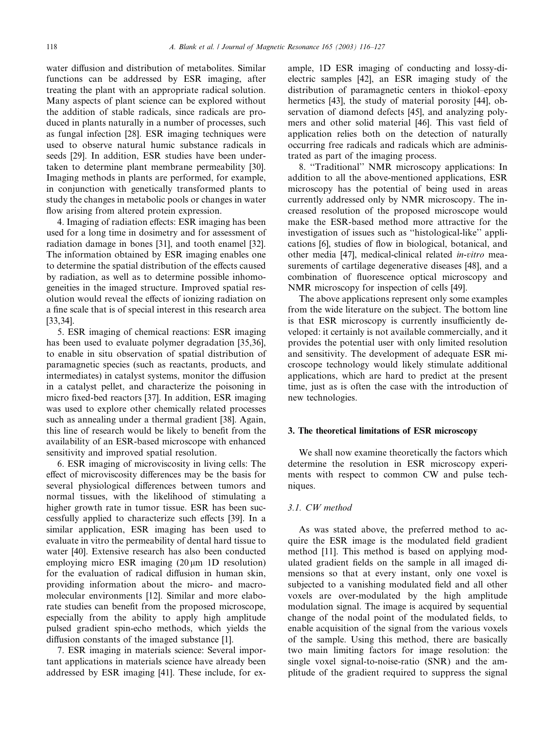water diffusion and distribution of metabolites. Similar functions can be addressed by ESR imaging, after treating the plant with an appropriate radical solution. Many aspects of plant science can be explored without the addition of stable radicals, since radicals are produced in plants naturally in a number of processes, such as fungal infection [28]. ESR imaging techniques were used to observe natural humic substance radicals in seeds [29]. In addition, ESR studies have been undertaken to determine plant membrane permeability [30]. Imaging methods in plants are performed, for example, in conjunction with genetically transformed plants to study the changes in metabolic pools or changes in water flow arising from altered protein expression.

4. Imaging of radiation effects: ESR imaging has been used for a long time in dosimetry and for assessment of radiation damage in bones [31], and tooth enamel [32]. The information obtained by ESR imaging enables one to determine the spatial distribution of the effects caused by radiation, as well as to determine possible inhomogeneities in the imaged structure. Improved spatial resolution would reveal the effects of ionizing radiation on a fine scale that is of special interest in this research area [33,34].

5. ESR imaging of chemical reactions: ESR imaging has been used to evaluate polymer degradation [35,36], to enable in situ observation of spatial distribution of paramagnetic species (such as reactants, products, and intermediates) in catalyst systems, monitor the diffusion in a catalyst pellet, and characterize the poisoning in micro fixed-bed reactors [37]. In addition, ESR imaging was used to explore other chemically related processes such as annealing under a thermal gradient [38]. Again, this line of research would be likely to benefit from the availability of an ESR-based microscope with enhanced sensitivity and improved spatial resolution.

6. ESR imaging of microviscosity in living cells: The effect of microviscosity differences may be the basis for several physiological differences between tumors and normal tissues, with the likelihood of stimulating a higher growth rate in tumor tissue. ESR has been successfully applied to characterize such effects [39]. In a similar application, ESR imaging has been used to evaluate in vitro the permeability of dental hard tissue to water [40]. Extensive research has also been conducted employing micro ESR imaging (20 μm 1D resolution) for the evaluation of radical diffusion in human skin, providing information about the micro- and macromolecular environments [12]. Similar and more elaborate studies can benefit from the proposed microscope, especially from the ability to apply high amplitude pulsed gradient spin-echo methods, which yields the diffusion constants of the imaged substance [1].

7. ESR imaging in materials science: Several important applications in materials science have already been addressed by ESR imaging [41]. These include, for example, 1D ESR imaging of conducting and lossy-dielectric samples [42], an ESR imaging study of the distribution of paramagnetic centers in thiokol–epoxy hermetics [43], the study of material porosity [44], observation of diamond defects [45], and analyzing polymers and other solid material [46]. This vast field of application relies both on the detection of naturally occurring free radicals and radicals which are administrated as part of the imaging process.

8. "Traditional" NMR microscopy applications: In addition to all the above-mentioned applications, ESR microscopy has the potential of being used in areas currently addressed only by NMR microscopy. The increased resolution of the proposed microscope would make the ESR-based method more attractive for the investigation of issues such as "histological-like" applications [6], studies of flow in biological, botanical, and other media [47], medical-clinical related *in-vitro* measurements of cartilage degenerative diseases [48], and a combination of fluorescence optical microscopy and NMR microscopy for inspection of cells [49].

The above applications represent only some examples from the wide literature on the subject. The bottom line is that ESR microscopy is currently insufficiently developed: it certainly is not available commercially, and it provides the potential user with only limited resolution and sensitivity. The development of adequate ESR microscope technology would likely stimulate additional applications, which are hard to predict at the present time, just as is often the case with the introduction of new technologies.

## 3. The theoretical limitations of ESR microscopy

We shall now examine theoretically the factors which determine the resolution in ESR microscopy experiments with respect to common CW and pulse techniques.

### 3.1. CW method

As was stated above, the preferred method to acquire the ESR image is the modulated field gradient method [11]. This method is based on applying modulated gradient fields on the sample in all imaged dimensions so that at every instant, only one voxel is subjected to a vanishing modulated field and all other voxels are over-modulated by the high amplitude modulation signal. The image is acquired by sequential change of the nodal point of the modulated fields, to enable acquisition of the signal from the various voxels of the sample. Using this method, there are basically two main limiting factors for image resolution: the single voxel signal-to-noise-ratio (SNR) and the amplitude of the gradient required to suppress the signal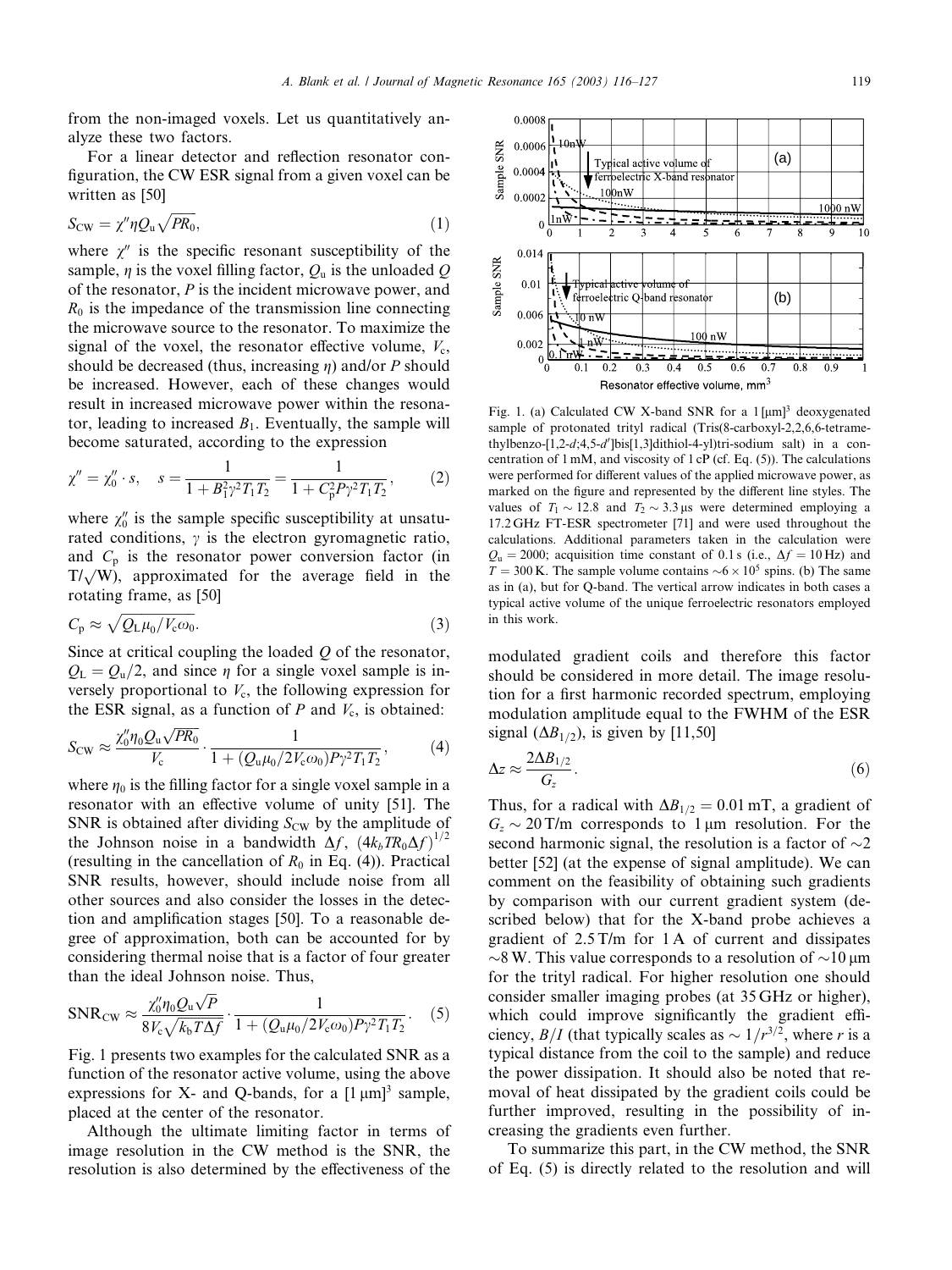from the non-imaged voxels. Let us quantitatively analyze these two factors.

For a linear detector and reflection resonator configuration, the CW ESR signal from a given voxel can be written as [50]

$$S_{\mathrm{CW}} = \chi'' \eta Q_{\mathrm{u}} \sqrt{PR_0}, \tag{1}$$

where $\chi''$ is the specific resonant susceptibility of the sample, $\eta$ is the voxel filling factor, $Q_{\mathrm{u}}$ is the unloaded $Q$ of the resonator, $P$ is the incident microwave power, and $R_0$ is the impedance of the transmission line connecting the microwave source to the resonator. To maximize the signal of the voxel, the resonator effective volume, $V_{\mathrm{c}}$, should be decreased (thus, increasing $\eta$) and/or $P$ should be increased. However, each of these changes would result in increased microwave power within the resonator, leading to increased $B_1$. Eventually, the sample will become saturated, according to the expression

$$\chi'' = \chi''_0 \cdot s, \quad s = \frac{1}{1 + B_1^2\gamma^2 T_1 T_2} = \frac{1}{1 + C_{\mathrm{p}}^2 P \gamma^2 T_1 T_2}, \tag{2}$$

where $\chi''_0$ is the sample specific susceptibility at unsaturated conditions, $\gamma$ is the electron gyromagnetic ratio, and $C_{\mathrm{p}}$ is the resonator power conversion factor (in $\mathrm{T}/\sqrt{\mathrm{W}}$), approximated for the average field in the rotating frame, as [50]

$$C_{\mathrm{p}} \approx \sqrt{Q_{\mathrm{L}}\mu_0 / V_{\mathrm{c}}\omega_0}. \tag{3}$$

Since at critical coupling the loaded $Q$ of the resonator, $Q_{\mathrm{L}} = Q_{\mathrm{u}}/2$, and since $\eta$ for a single voxel sample is inversely proportional to $V_{\mathrm{c}}$, the following expression for the ESR signal, as a function of $P$ and $V_{\mathrm{c}}$, is obtained:

$$S_{\mathrm{CW}} \approx \frac{\chi''_0 \eta_0 Q_{\mathrm{u}} \sqrt{PR_0}}{V_{\mathrm{c}}} \cdot \frac{1}{1 + (Q_{\mathrm{u}}\mu_0 / 2V_{\mathrm{c}}\omega_0) P \gamma^2 T_1 T_2}, \tag{4}$$

where $\eta_0$ is the filling factor for a single voxel sample in a resonator with an effective volume of unity [51]. The SNR is obtained after dividing $S_{\mathrm{CW}}$ by the amplitude of the Johnson noise in a bandwidth $\Delta f$, $(4k_b T R_0 \Delta f)^{1/2}$ (resulting in the cancellation of $R_0$ in Eq. (4)). Practical SNR results, however, should include noise from all other sources and also consider the losses in the detection and amplification stages [50]. To a reasonable degree of approximation, both can be accounted for by considering thermal noise that is a factor of four greater than the ideal Johnson noise. Thus,

$$\mathrm{SNR}_{\mathrm{CW}} \approx \frac{\chi''_0 \eta_0 Q_{\mathrm{u}} \sqrt{P}}{8 V_{\mathrm{c}} \sqrt{k_b T \Delta f}} \cdot \frac{1}{1 + (Q_{\mathrm{u}}\mu_0 / 2V_{\mathrm{c}}\omega_0) P \gamma^2 T_1 T_2}. \tag{5}$$

Fig. 1 presents two examples for the calculated SNR as a function of the resonator active volume, using the above expressions for X- and Q-bands, for a $[1\,\mu\mathrm{m}]^3$ sample, placed at the center of the resonator.

Although the ultimate limiting factor in terms of image resolution in the CW method is the SNR, the resolution is also determined by the effectiveness of the modulated gradient coils and therefore this factor should be considered in more detail. The image resolution for a first harmonic recorded spectrum, employing modulation amplitude equal to the FWHM of the ESR signal ($\Delta B_{1/2}$), is given by [11,50]

$$\Delta z \approx \frac{2\Delta B_{1/2}}{G_z}. \tag{6}$$

Thus, for a radical with $\Delta B_{1/2} = 0.01\,\mathrm{mT}$, a gradient of $G_z \sim 20\,\mathrm{T/m}$ corresponds to $1\,\mu\mathrm{m}$ resolution. For the second harmonic signal, the resolution is a factor of $\sim$2 better [52] (at the expense of signal amplitude). We can comment on the feasibility of obtaining such gradients by comparison with our current gradient system (described below) that for the X-band probe achieves a gradient of 2.5 T/m for 1 A of current and dissipates $\sim$8 W. This value corresponds to a resolution of $\sim 10\,\mu\mathrm{m}$ for the trityl radical. For higher resolution one should consider smaller imaging probes (at 35 GHz or higher), which could improve significantly the gradient efficiency, $B/I$ (that typically scales as $\sim 1/r^{3/2}$, where $r$ is a typical distance from the coil to the sample) and reduce the power dissipation. It should also be noted that removal of heat dissipated by the gradient coils could be further improved, resulting in the possibility of increasing the gradients even further.

To summarize this part, in the CW method, the SNR of Eq. (5) is directly related to the resolution and will

Fig. 1. (a) Calculated CW X-band SNR for a $1\,[\mu\mathrm{m}]^3$ deoxygenated sample of protonated trityl radical (Tris(8-carboxyl-2,2,6,6-tetramethylbenzo-[1,2-$d$;4,5-$d'$]bis[1,3]dithiol-4-yl)tri-sodium salt) in a concentration of 1 mM, and viscosity of 1 cP (cf. Eq. (5)). The calculations were performed for different values of the applied microwave power, as marked on the figure and represented by the different line styles. The values of $T_1 \sim 12.8$ and $T_2 \sim 3.3\,\mu\mathrm{s}$ were determined employing a 17.2 GHz FT-ESR spectrometer [71] and were used throughout the calculations. Additional parameters taken in the calculation were $Q_{\mathrm{u}} = 2000$; acquisition time constant of 0.1 s (i.e., $\Delta f = 10\,\mathrm{Hz}$) and $T = 300\,\mathrm{K}$. The sample volume contains $\sim 6 \times 10^5$ spins. (b) The same as in (a), but for Q-band. The vertical arrow indicates in both cases a typical active volume of the unique ferroelectric resonators employed in this work.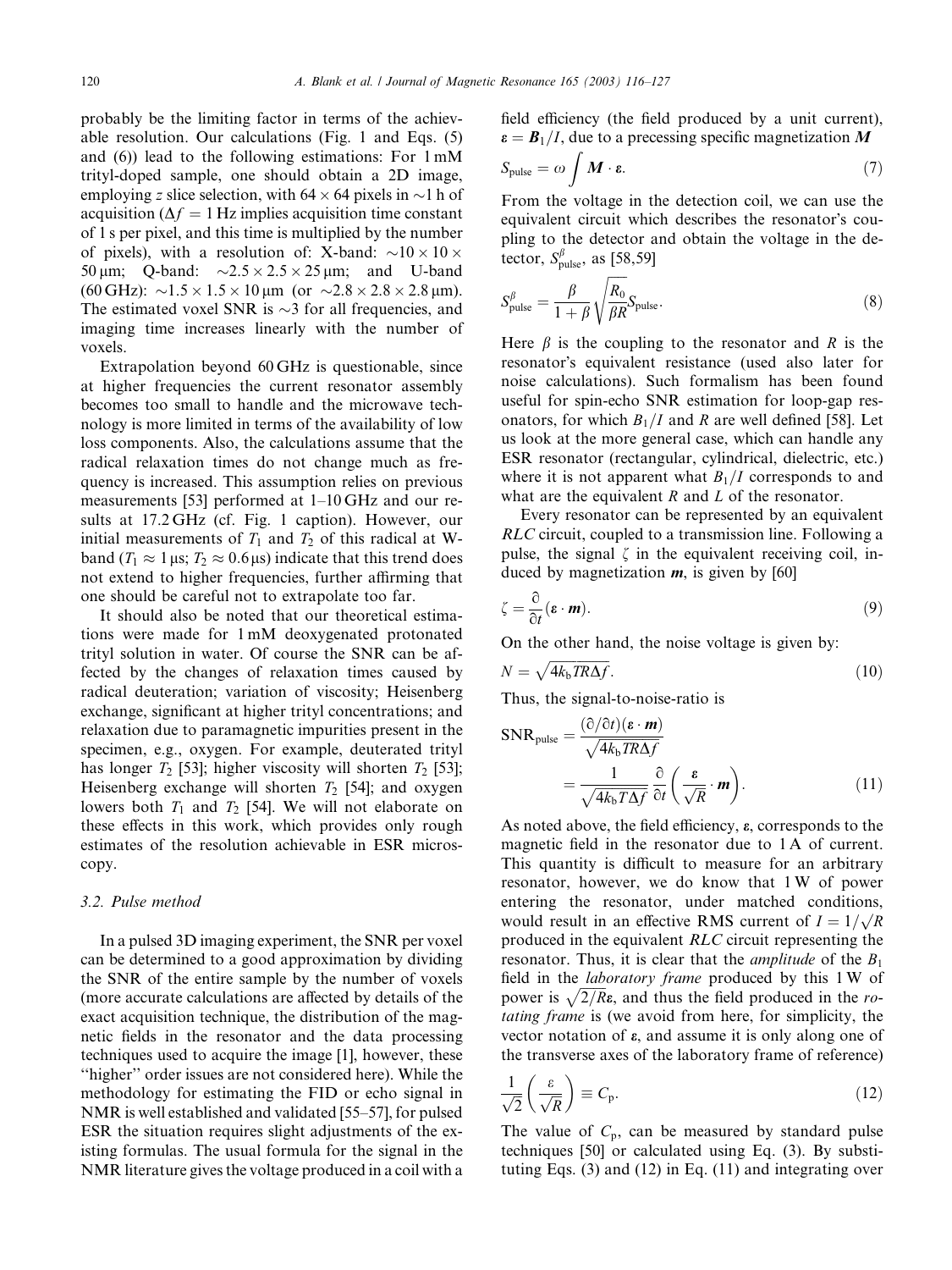probably be the limiting factor in terms of the achievable resolution. Our calculations (Fig. 1 and Eqs. (5) and (6)) lead to the following estimations: For 1 mM trityl-doped sample, one should obtain a 2D image, employing $z$ slice selection, with $64 \times 64$ pixels in ~1 h of acquisition ($\Delta f = 1$ Hz implies acquisition time constant of 1 s per pixel, and this time is multiplied by the number of pixels), with a resolution of: X-band: $\sim 10 \times 10 \times 50\,\mu$m; Q-band: $\sim 2.5 \times 2.5 \times 25\,\mu$m; and U-band (60 GHz): $\sim 1.5 \times 1.5 \times 10\,\mu$m (or $\sim 2.8 \times 2.8 \times 2.8\,\mu$m). The estimated voxel SNR is ~3 for all frequencies, and imaging time increases linearly with the number of voxels.

Extrapolation beyond 60 GHz is questionable, since at higher frequencies the current resonator assembly becomes too small to handle and the microwave technology is more limited in terms of the availability of low loss components. Also, the calculations assume that the radical relaxation times do not change much as frequency is increased. This assumption relies on previous measurements [53] performed at 1–10 GHz and our results at 17.2 GHz (cf. Fig. 1 caption). However, our initial measurements of $T_1$ and $T_2$ of this radical at W-band ($T_1 \approx 1\,\mu$s; $T_2 \approx 0.6\,\mu$s) indicate that this trend does not extend to higher frequencies, further affirming that one should be careful not to extrapolate too far.

It should also be noted that our theoretical estimations were made for 1 mM deoxygenated protonated trityl solution in water. Of course the SNR can be affected by the changes of relaxation times caused by radical deuteration; variation of viscosity; Heisenberg exchange, significant at higher trityl concentrations; and relaxation due to paramagnetic impurities present in the specimen, e.g., oxygen. For example, deuterated trityl has longer $T_2$ [53]; higher viscosity will shorten $T_2$ [53]; Heisenberg exchange will shorten $T_2$ [54]; and oxygen lowers both $T_1$ and $T_2$ [54]. We will not elaborate on these effects in this work, which provides only rough estimates of the resolution achievable in ESR microscopy.

### 3.2. Pulse method

In a pulsed 3D imaging experiment, the SNR per voxel can be determined to a good approximation by dividing the SNR of the entire sample by the number of voxels (more accurate calculations are affected by details of the exact acquisition technique, the distribution of the magnetic fields in the resonator and the data processing techniques used to acquire the image [1], however, these "higher" order issues are not considered here). While the methodology for estimating the FID or echo signal in NMR is well established and validated [55–57], for pulsed ESR the situation requires slight adjustments of the existing formulas. The usual formula for the signal in the NMR literature gives the voltage produced in a coil with a field efficiency (the field produced by a unit current), $\boldsymbol{\varepsilon} = \boldsymbol{B}_1/I$, due to a precessing specific magnetization $\boldsymbol{M}$

$$S_{\text{pulse}} = \omega \int \boldsymbol{M} \cdot \boldsymbol{\varepsilon}. \tag{7}$$

From the voltage in the detection coil, we can use the equivalent circuit which describes the resonator's coupling to the detector and obtain the voltage in the detector, $S^{\beta}_{\text{pulse}}$, as [58,59]

$$S^{\beta}_{\text{pulse}} = \frac{\beta}{1+\beta}\sqrt{\frac{R_0}{\beta R}}S_{\text{pulse}}. \tag{8}$$

Here $\beta$ is the coupling to the resonator and $R$ is the resonator's equivalent resistance (used also later for noise calculations). Such formalism has been found useful for spin-echo SNR estimation for loop-gap resonators, for which $B_1/I$ and $R$ are well defined [58]. Let us look at the more general case, which can handle any ESR resonator (rectangular, cylindrical, dielectric, etc.) where it is not apparent what $B_1/I$ corresponds to and what are the equivalent $R$ and $L$ of the resonator.

Every resonator can be represented by an equivalent *RLC* circuit, coupled to a transmission line. Following a pulse, the signal $\zeta$ in the equivalent receiving coil, induced by magnetization $\boldsymbol{m}$, is given by [60]

$$\zeta = \frac{\partial}{\partial t}(\boldsymbol{\varepsilon} \cdot \boldsymbol{m}). \tag{9}$$

On the other hand, the noise voltage is given by:

$$N = \sqrt{4k_{\text{b}}TR\Delta f}. \tag{10}$$

Thus, the signal-to-noise-ratio is

$$\text{SNR}_{\text{pulse}} = \frac{(\partial/\partial t)(\boldsymbol{\varepsilon} \cdot \boldsymbol{m})}{\sqrt{4k_{\text{b}}TR\Delta f}} = \frac{1}{\sqrt{4k_{\text{b}}T\Delta f}}\frac{\partial}{\partial t}\left(\frac{\boldsymbol{\varepsilon}}{\sqrt{R}} \cdot \boldsymbol{m}\right). \tag{11}$$

As noted above, the field efficiency, $\boldsymbol{\varepsilon}$, corresponds to the magnetic field in the resonator due to 1 A of current. This quantity is difficult to measure for an arbitrary resonator, however, we do know that 1 W of power entering the resonator, under matched conditions, would result in an effective RMS current of $I = 1/\sqrt{R}$ produced in the equivalent *RLC* circuit representing the resonator. Thus, it is clear that the *amplitude* of the $B_1$ field in the *laboratory frame* produced by this 1 W of power is $\sqrt{2/R}\boldsymbol{\varepsilon}$, and thus the field produced in the *rotating frame* is (we avoid from here, for simplicity, the vector notation of $\boldsymbol{\varepsilon}$, and assume it is only along one of the transverse axes of the laboratory frame of reference)

$$\frac{1}{\sqrt{2}}\left(\frac{\varepsilon}{\sqrt{R}}\right) \equiv C_{\text{p}}. \tag{12}$$

The value of $C_{\text{p}}$, can be measured by standard pulse techniques [50] or calculated using Eq. (3). By substituting Eqs. (3) and (12) in Eq. (11) and integrating over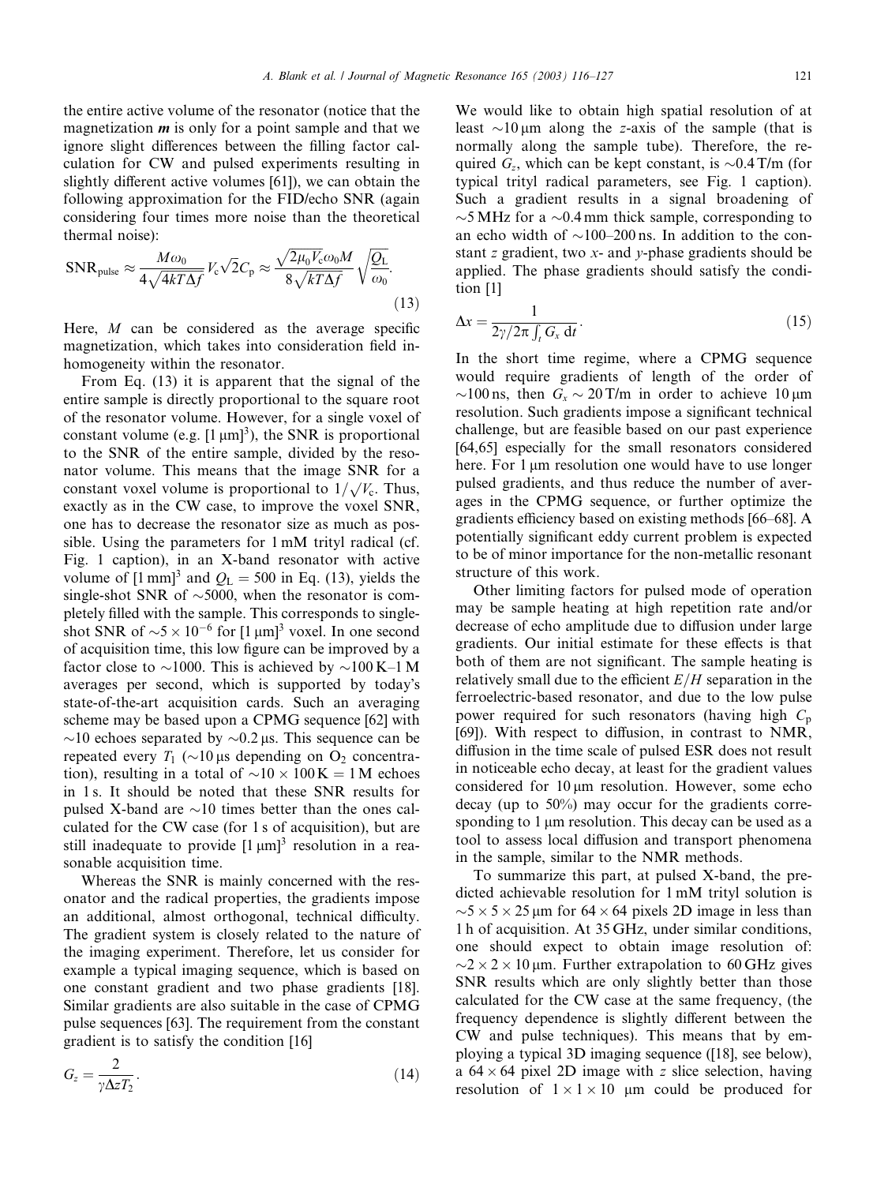the entire active volume of the resonator (notice that the magnetization $\boldsymbol{m}$ is only for a point sample and that we ignore slight differences between the filling factor calculation for CW and pulsed experiments resulting in slightly different active volumes [61]), we can obtain the following approximation for the FID/echo SNR (again considering four times more noise than the theoretical thermal noise):

$$\mathrm{SNR}_{\mathrm{pulse}} \approx \frac{M\omega_0}{4\sqrt{4kT\Delta f}} V_{\mathrm{c}} \sqrt{2} C_{\mathrm{p}} \approx \frac{\sqrt{2\mu_0 V_{\mathrm{c}}}\omega_0 M}{8\sqrt{kT\Delta f}} \sqrt{\frac{Q_{\mathrm{L}}}{\omega_0}}. \tag{13}$$

Here, $M$ can be considered as the average specific magnetization, which takes into consideration field inhomogeneity within the resonator.

From Eq. (13) it is apparent that the signal of the entire sample is directly proportional to the square root of the resonator volume. However, for a single voxel of constant volume (e.g. $[1\ \mu\mathrm{m}]^3$), the SNR is proportional to the SNR of the entire sample, divided by the resonator volume. This means that the image SNR for a constant voxel volume is proportional to $1/\sqrt{V_{\mathrm{c}}}$. Thus, exactly as in the CW case, to improve the voxel SNR, one has to decrease the resonator size as much as possible. Using the parameters for 1 mM trityl radical (cf. Fig. 1 caption), in an X-band resonator with active volume of $[1\ \mathrm{mm}]^3$ and $Q_{\mathrm{L}} = 500$ in Eq. (13), yields the single-shot SNR of $\sim$5000, when the resonator is completely filled with the sample. This corresponds to single-shot SNR of $\sim 5 \times 10^{-6}$ for $[1\ \mu\mathrm{m}]^3$ voxel. In one second of acquisition time, this low figure can be improved by a factor close to $\sim$1000. This is achieved by $\sim$100 K–1 M averages per second, which is supported by today's state-of-the-art acquisition cards. Such an averaging scheme may be based upon a CPMG sequence [62] with $\sim$10 echoes separated by $\sim$0.2 μs. This sequence can be repeated every $T_1$ ($\sim$10 μs depending on $O_2$ concentration), resulting in a total of $\sim 10 \times 100\,\mathrm{K} = 1\,\mathrm{M}$ echoes in 1 s. It should be noted that these SNR results for pulsed X-band are $\sim$10 times better than the ones calculated for the CW case (for 1 s of acquisition), but are still inadequate to provide $[1\ \mu\mathrm{m}]^3$ resolution in a reasonable acquisition time.

Whereas the SNR is mainly concerned with the resonator and the radical properties, the gradients impose an additional, almost orthogonal, technical difficulty. The gradient system is closely related to the nature of the imaging experiment. Therefore, let us consider for example a typical imaging sequence, which is based on one constant gradient and two phase gradients [18]. Similar gradients are also suitable in the case of CPMG pulse sequences [63]. The requirement from the constant gradient is to satisfy the condition [16]

$$G_z = \frac{2}{\gamma \Delta z T_2}. \tag{14}$$

We would like to obtain high spatial resolution of at least $\sim$10 μm along the $z$-axis of the sample (that is normally along the sample tube). Therefore, the required $G_z$, which can be kept constant, is $\sim$0.4 T/m (for typical trityl radical parameters, see Fig. 1 caption). Such a gradient results in a signal broadening of $\sim$5 MHz for a $\sim$0.4 mm thick sample, corresponding to an echo width of $\sim$100–200 ns. In addition to the constant $z$ gradient, two $x$- and $y$-phase gradients should be applied. The phase gradients should satisfy the condition [1]

$$\Delta x = \frac{1}{2\gamma/2\pi \int_t G_x \,\mathrm{d}t}. \tag{15}$$

In the short time regime, where a CPMG sequence would require gradients of length of the order of $\sim$100 ns, then $G_x \sim 20$ T/m in order to achieve 10 μm resolution. Such gradients impose a significant technical challenge, but are feasible based on our past experience [64,65] especially for the small resonators considered here. For 1 μm resolution one would have to use longer pulsed gradients, and thus reduce the number of averages in the CPMG sequence, or further optimize the gradients efficiency based on existing methods [66–68]. A potentially significant eddy current problem is expected to be of minor importance for the non-metallic resonant structure of this work.

Other limiting factors for pulsed mode of operation may be sample heating at high repetition rate and/or decrease of echo amplitude due to diffusion under large gradients. Our initial estimate for these effects is that both of them are not significant. The sample heating is relatively small due to the efficient $E/H$ separation in the ferroelectric-based resonator, and due to the low pulse power required for such resonators (having high $C_{\mathrm{p}}$ [69]). With respect to diffusion, in contrast to NMR, diffusion in the time scale of pulsed ESR does not result in noticeable echo decay, at least for the gradient values considered for 10 μm resolution. However, some echo decay (up to 50%) may occur for the gradients corresponding to 1 μm resolution. This decay can be used as a tool to assess local diffusion and transport phenomena in the sample, similar to the NMR methods.

To summarize this part, at pulsed X-band, the predicted achievable resolution for 1 mM trityl solution is $\sim 5 \times 5 \times 25$ μm for $64 \times 64$ pixels 2D image in less than 1 h of acquisition. At 35 GHz, under similar conditions, one should expect to obtain image resolution of: $\sim 2 \times 2 \times 10$ μm. Further extrapolation to 60 GHz gives SNR results which are only slightly better than those calculated for the CW case at the same frequency, (the frequency dependence is slightly different between the CW and pulse techniques). This means that by employing a typical 3D imaging sequence ([18], see below), a $64 \times 64$ pixel 2D image with $z$ slice selection, having resolution of $1 \times 1 \times 10$ μm could be produced for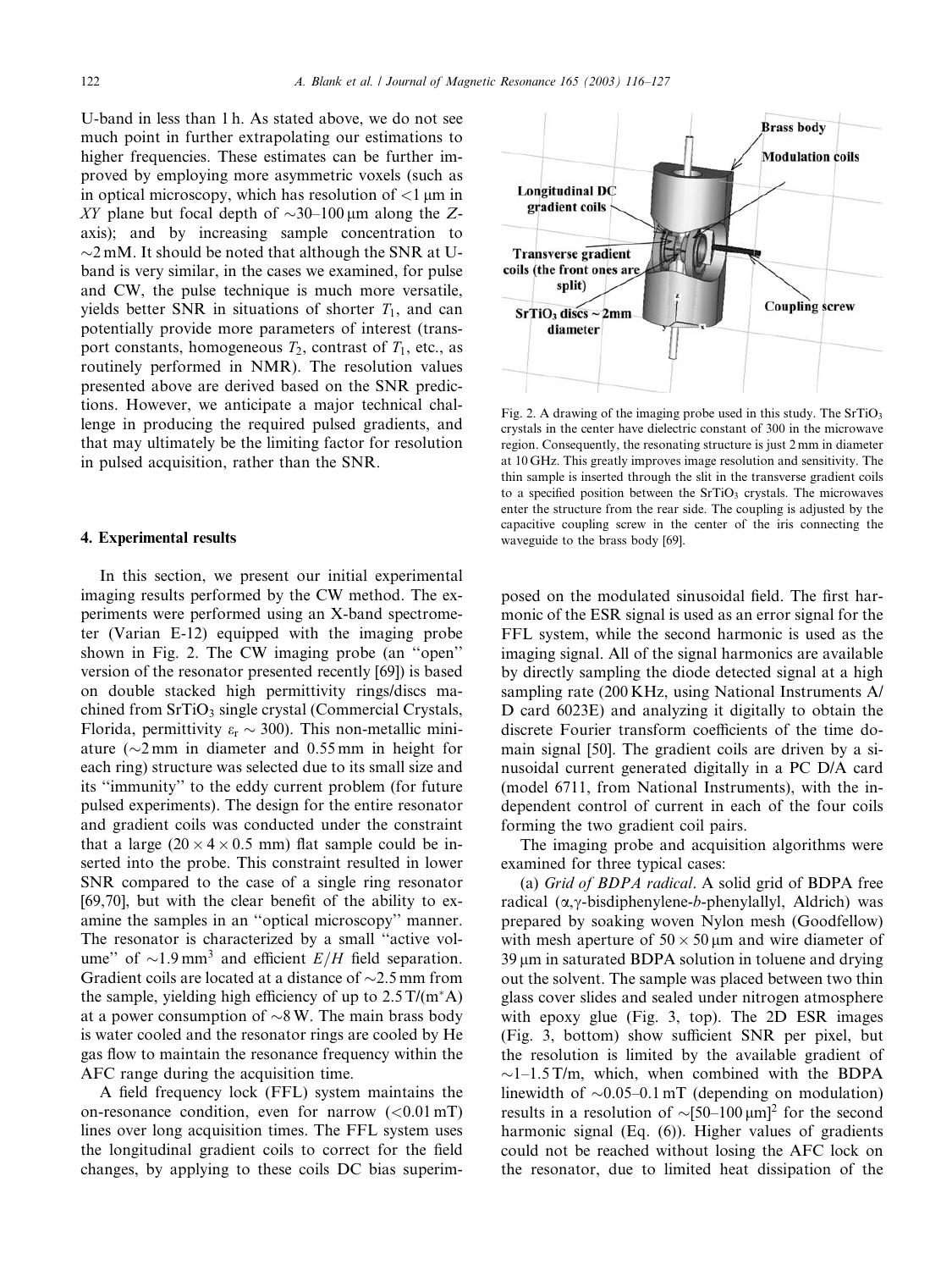U-band in less than 1 h. As stated above, we do not see much point in further extrapolating our estimations to higher frequencies. These estimates can be further improved by employing more asymmetric voxels (such as in optical microscopy, which has resolution of $<1\ \mu m$ in $XY$ plane but focal depth of $\sim$30–100 μm along the $Z$-axis); and by increasing sample concentration to $\sim$2 mM. It should be noted that although the SNR at U-band is very similar, in the cases we examined, for pulse and CW, the pulse technique is much more versatile, yields better SNR in situations of shorter $T_1$, and can potentially provide more parameters of interest (transport constants, homogeneous $T_2$, contrast of $T_1$, etc., as routinely performed in NMR). The resolution values presented above are derived based on the SNR predictions. However, we anticipate a major technical challenge in producing the required pulsed gradients, and that may ultimately be the limiting factor for resolution in pulsed acquisition, rather than the SNR.

## 4. Experimental results

In this section, we present our initial experimental imaging results performed by the CW method. The experiments were performed using an X-band spectrometer (Varian E-12) equipped with the imaging probe shown in Fig. 2. The CW imaging probe (an "open" version of the resonator presented recently [69]) is based on double stacked high permittivity rings/discs machined from $SrTiO_3$ single crystal (Commercial Crystals, Florida, permittivity $\varepsilon_r \sim 300$). This non-metallic miniature ($\sim$2 mm in diameter and 0.55 mm in height for each ring) structure was selected due to its small size and its "immunity" to the eddy current problem (for future pulsed experiments). The design for the entire resonator and gradient coils was conducted under the constraint that a large ($20 \times 4 \times 0.5$ mm) flat sample could be inserted into the probe. This constraint resulted in lower SNR compared to the case of a single ring resonator [69,70], but with the clear benefit of the ability to examine the samples in an "optical microscopy" manner. The resonator is characterized by a small "active volume" of $\sim$1.9 mm$^3$ and efficient $E/H$ field separation. Gradient coils are located at a distance of $\sim$2.5 mm from the sample, yielding high efficiency of up to 2.5 T/(m*A) at a power consumption of $\sim$8 W. The main brass body is water cooled and the resonator rings are cooled by He gas flow to maintain the resonance frequency within the AFC range during the acquisition time.

A field frequency lock (FFL) system maintains the on-resonance condition, even for narrow ($<$0.01 mT) lines over long acquisition times. The FFL system uses the longitudinal gradient coils to correct for the field changes, by applying to these coils DC bias superimposed on the modulated sinusoidal field. The first harmonic of the ESR signal is used as an error signal for the FFL system, while the second harmonic is used as the imaging signal. All of the signal harmonics are available by directly sampling the diode detected signal at a high sampling rate (200 KHz, using National Instruments A/D card 6023E) and analyzing it digitally to obtain the discrete Fourier transform coefficients of the time domain signal [50]. The gradient coils are driven by a sinusoidal current generated digitally in a PC D/A card (model 6711, from National Instruments), with the independent control of current in each of the four coils forming the two gradient coil pairs.

Fig. 2. A drawing of the imaging probe used in this study. The $SrTiO_3$ crystals in the center have dielectric constant of 300 in the microwave region. Consequently, the resonating structure is just 2 mm in diameter at 10 GHz. This greatly improves image resolution and sensitivity. The thin sample is inserted through the slit in the transverse gradient coils to a specified position between the $SrTiO_3$ crystals. The microwaves enter the structure from the rear side. The coupling is adjusted by the capacitive coupling screw in the center of the iris connecting the waveguide to the brass body [69].

The imaging probe and acquisition algorithms were examined for three typical cases:

(a) *Grid of BDPA radical*. A solid grid of BDPA free radical (α,γ-bisdiphenylene-*b*-phenylallyl, Aldrich) was prepared by soaking woven Nylon mesh (Goodfellow) with mesh aperture of $50 \times 50\ \mu m$ and wire diameter of 39 μm in saturated BDPA solution in toluene and drying out the solvent. The sample was placed between two thin glass cover slides and sealed under nitrogen atmosphere with epoxy glue (Fig. 3, top). The 2D ESR images (Fig. 3, bottom) show sufficient SNR per pixel, but the resolution is limited by the available gradient of $\sim$1–1.5 T/m, which, when combined with the BDPA linewidth of $\sim$0.05–0.1 mT (depending on modulation) results in a resolution of $\sim$[50–100 μm]$^2$ for the second harmonic signal (Eq. (6)). Higher values of gradients could not be reached without losing the AFC lock on the resonator, due to limited heat dissipation of the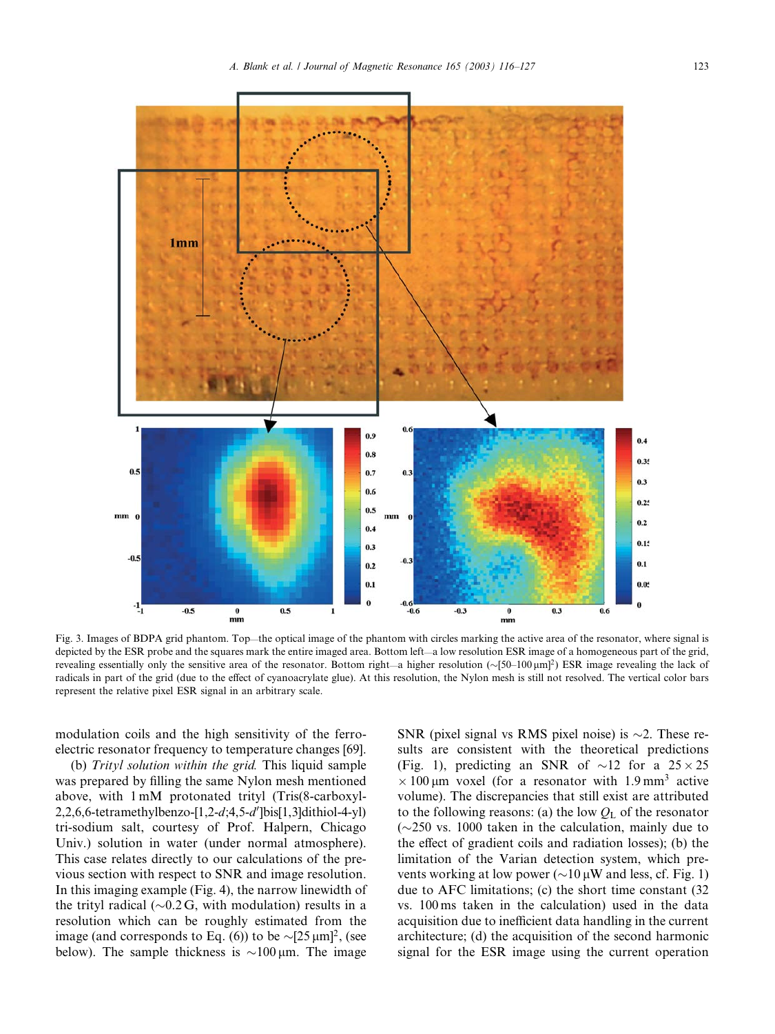Fig. 3. Images of BDPA grid phantom. Top—the optical image of the phantom with circles marking the active area of the resonator, where signal is depicted by the ESR probe and the squares mark the entire imaged area. Bottom left—a low resolution ESR image of a homogeneous part of the grid, revealing essentially only the sensitive area of the resonator. Bottom right—a higher resolution (~[50–100 μm]$^2$) ESR image revealing the lack of radicals in part of the grid (due to the effect of cyanoacrylate glue). At this resolution, the Nylon mesh is still not resolved. The vertical color bars represent the relative pixel ESR signal in an arbitrary scale.

modulation coils and the high sensitivity of the ferroelectric resonator frequency to temperature changes [69].

(b) *Trityl solution within the grid.* This liquid sample was prepared by filling the same Nylon mesh mentioned above, with 1 mM protonated trityl (Tris(8-carboxyl-2,2,6,6-tetramethylbenzo-[1,2-*d*;4,5-*d*′]bis[1,3]dithiol-4-yl) tri-sodium salt, courtesy of Prof. Halpern, Chicago Univ.) solution in water (under normal atmosphere). This case relates directly to our calculations of the previous section with respect to SNR and image resolution. In this imaging example (Fig. 4), the narrow linewidth of the trityl radical (~0.2 G, with modulation) results in a resolution which can be roughly estimated from the image (and corresponds to Eq. (6)) to be ~[25 μm]$^2$, (see below). The sample thickness is ~100 μm. The image SNR (pixel signal vs RMS pixel noise) is ~2. These results are consistent with the theoretical predictions (Fig. 1), predicting an SNR of ~12 for a 25 × 25 × 100 μm voxel (for a resonator with 1.9 mm$^3$ active volume). The discrepancies that still exist are attributed to the following reasons: (a) the low $Q_L$ of the resonator (~250 vs. 1000 taken in the calculation, mainly due to the effect of gradient coils and radiation losses); (b) the limitation of the Varian detection system, which prevents working at low power (~10 μW and less, cf. Fig. 1) due to AFC limitations; (c) the short time constant (32 vs. 100 ms taken in the calculation) used in the data acquisition due to inefficient data handling in the current architecture; (d) the acquisition of the second harmonic signal for the ESR image using the current operation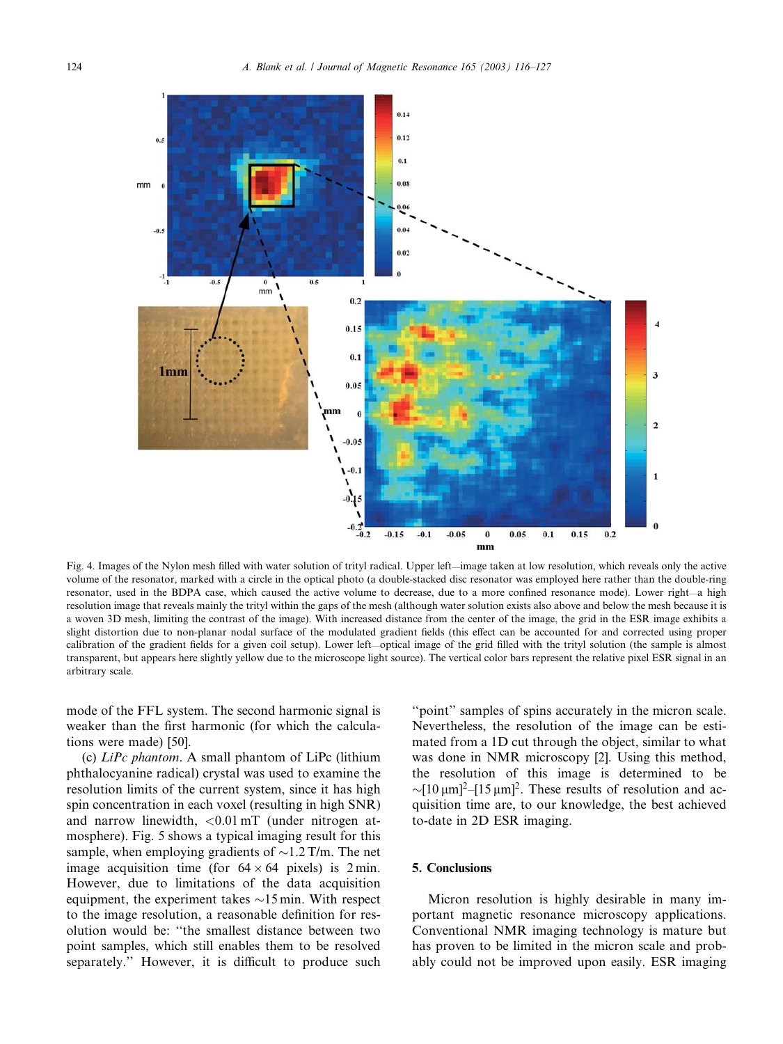Fig. 4. Images of the Nylon mesh filled with water solution of trityl radical. Upper left—image taken at low resolution, which reveals only the active volume of the resonator, marked with a circle in the optical photo (a double-stacked disc resonator was employed here rather than the double-ring resonator, used in the BDPA case, which caused the active volume to decrease, due to a more confined resonance mode). Lower right—a high resolution image that reveals mainly the trityl within the gaps of the mesh (although water solution exists also above and below the mesh because it is a woven 3D mesh, limiting the contrast of the image). With increased distance from the center of the image, the grid in the ESR image exhibits a slight distortion due to non-planar nodal surface of the modulated gradient fields (this effect can be accounted for and corrected using proper calibration of the gradient fields for a given coil setup). Lower left—optical image of the grid filled with the trityl solution (the sample is almost transparent, but appears here slightly yellow due to the microscope light source). The vertical color bars represent the relative pixel ESR signal in an arbitrary scale.

mode of the FFL system. The second harmonic signal is weaker than the first harmonic (for which the calculations were made) [50].

(c) *LiPc phantom*. A small phantom of LiPc (lithium phthalocyanine radical) crystal was used to examine the resolution limits of the current system, since it has high spin concentration in each voxel (resulting in high SNR) and narrow linewidth, <0.01 mT (under nitrogen atmosphere). Fig. 5 shows a typical imaging result for this sample, when employing gradients of ~1.2 T/m. The net image acquisition time (for $64 \times 64$ pixels) is 2 min. However, due to limitations of the data acquisition equipment, the experiment takes ~15 min. With respect to the image resolution, a reasonable definition for resolution would be: "the smallest distance between two point samples, which still enables them to be resolved separately." However, it is difficult to produce such "point" samples of spins accurately in the micron scale. Nevertheless, the resolution of the image can be estimated from a 1D cut through the object, similar to what was done in NMR microscopy [2]. Using this method, the resolution of this image is determined to be $\sim[10\,\mu m]^2$–$[15\,\mu m]^2$. These results of resolution and acquisition time are, to our knowledge, the best achieved to-date in 2D ESR imaging.

## 5. Conclusions

Micron resolution is highly desirable in many important magnetic resonance microscopy applications. Conventional NMR imaging technology is mature but has proven to be limited in the micron scale and probably could not be improved upon easily. ESR imaging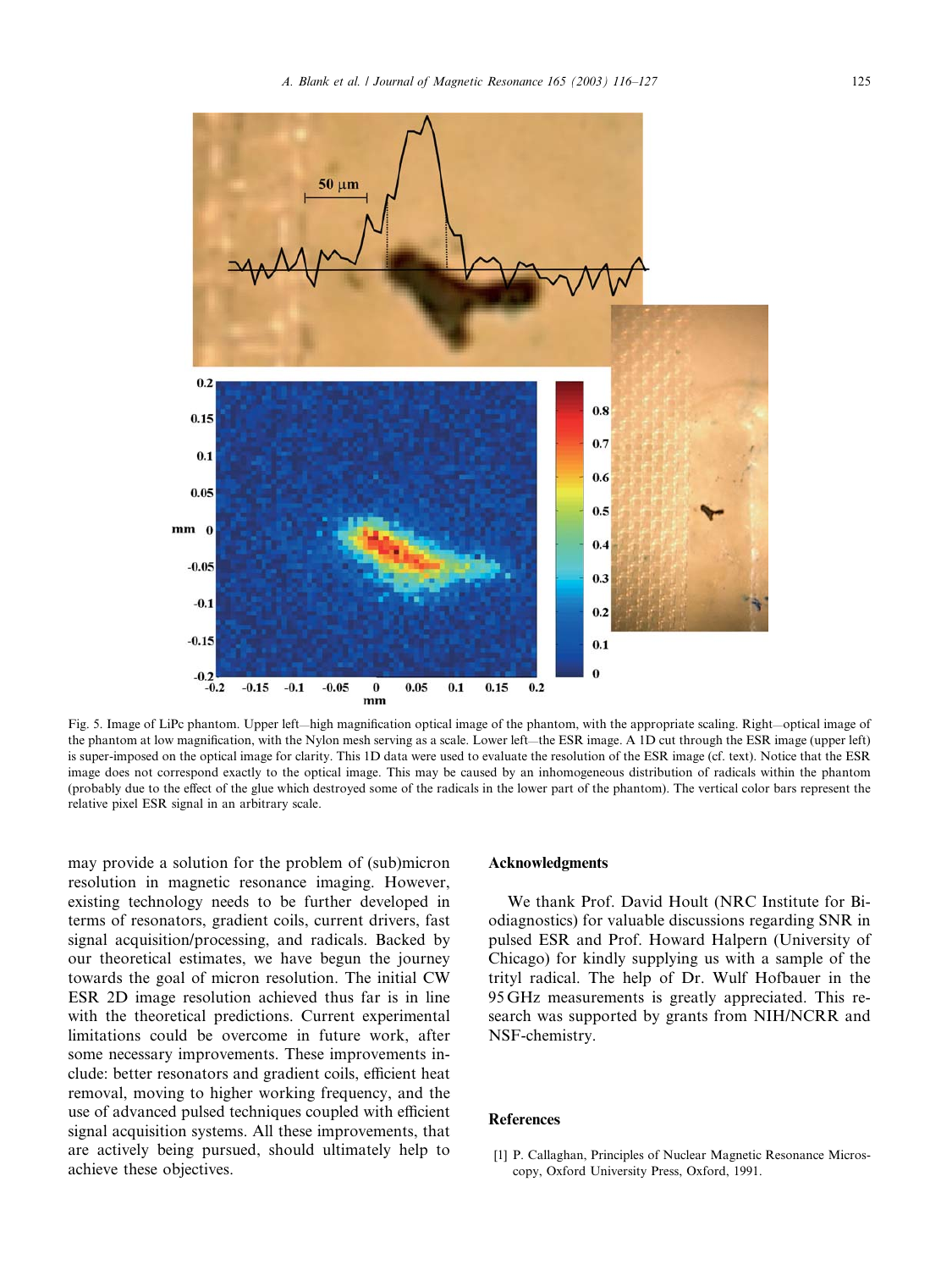Fig. 5. Image of LiPc phantom. Upper left—high magnification optical image of the phantom, with the appropriate scaling. Right—optical image of the phantom at low magnification, with the Nylon mesh serving as a scale. Lower left—the ESR image. A 1D cut through the ESR image (upper left) is super-imposed on the optical image for clarity. This 1D data were used to evaluate the resolution of the ESR image (cf. text). Notice that the ESR image does not correspond exactly to the optical image. This may be caused by an inhomogeneous distribution of radicals within the phantom (probably due to the effect of the glue which destroyed some of the radicals in the lower part of the phantom). The vertical color bars represent the relative pixel ESR signal in an arbitrary scale.

may provide a solution for the problem of (sub)micron resolution in magnetic resonance imaging. However, existing technology needs to be further developed in terms of resonators, gradient coils, current drivers, fast signal acquisition/processing, and radicals. Backed by our theoretical estimates, we have begun the journey towards the goal of micron resolution. The initial CW ESR 2D image resolution achieved thus far is in line with the theoretical predictions. Current experimental limitations could be overcome in future work, after some necessary improvements. These improvements include: better resonators and gradient coils, efficient heat removal, moving to higher working frequency, and the use of advanced pulsed techniques coupled with efficient signal acquisition systems. All these improvements, that are actively being pursued, should ultimately help to achieve these objectives.

## Acknowledgments

We thank Prof. David Hoult (NRC Institute for Biodiagnostics) for valuable discussions regarding SNR in pulsed ESR and Prof. Howard Halpern (University of Chicago) for kindly supplying us with a sample of the trityl radical. The help of Dr. Wulf Hofbauer in the 95 GHz measurements is greatly appreciated. This research was supported by grants from NIH/NCRR and NSF-chemistry.

## References

[1] P. Callaghan, Principles of Nuclear Magnetic Resonance Microscopy, Oxford University Press, Oxford, 1991.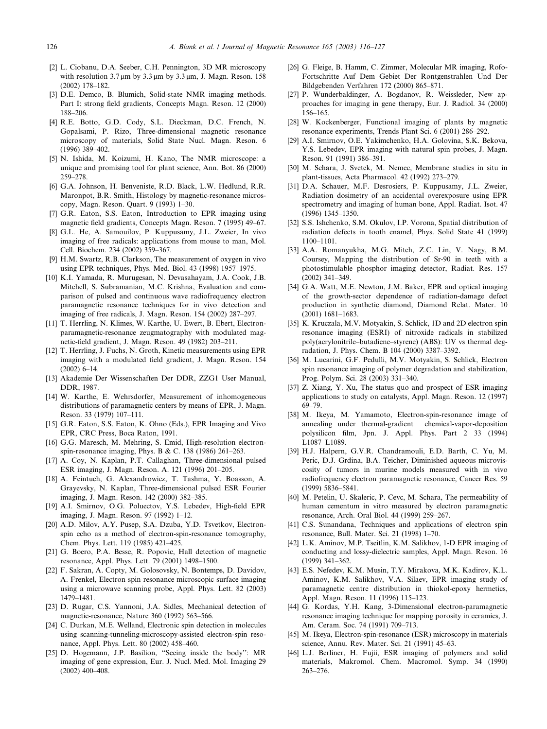[2] L. Ciobanu, D.A. Seeber, C.H. Pennington, 3D MR microscopy with resolution 3.7 μm by 3.3 μm by 3.3 μm, J. Magn. Reson. 158 (2002) 178–182.

[3] D.E. Demco, B. Blumich, Solid-state NMR imaging methods. Part I: strong field gradients, Concepts Magn. Reson. 12 (2000) 188–206.

[4] R.E. Botto, G.D. Cody, S.L. Dieckman, D.C. French, N. Gopalsami, P. Rizo, Three-dimensional magnetic resonance microscopy of materials, Solid State Nucl. Magn. Reson. 6 (1996) 389–402.

[5] N. Ishida, M. Koizumi, H. Kano, The NMR microscope: a unique and promising tool for plant science, Ann. Bot. 86 (2000) 259–278.

[6] G.A. Johnson, H. Benveniste, R.D. Black, L.W. Hedlund, R.R. Maronpot, B.R. Smith, Histology by magnetic-resonance microscopy, Magn. Reson. Quart. 9 (1993) 1–30.

[7] G.R. Eaton, S.S. Eaton, Introduction to EPR imaging using magnetic field gradients, Concepts Magn. Reson. 7 (1995) 49–67.

[8] G.L. He, A. Samouilov, P. Kuppusamy, J.L. Zweier, In vivo imaging of free radicals: applications from mouse to man, Mol. Cell. Biochem. 234 (2002) 359–367.

[9] H.M. Swartz, R.B. Clarkson, The measurement of oxygen in vivo using EPR techniques, Phys. Med. Biol. 43 (1998) 1957–1975.

[10] K.I. Yamada, R. Murugesan, N. Devasahayam, J.A. Cook, J.B. Mitchell, S. Subramanian, M.C. Krishna, Evaluation and comparison of pulsed and continuous wave radiofrequency electron paramagnetic resonance techniques for in vivo detection and imaging of free radicals, J. Magn. Reson. 154 (2002) 287–297.

[11] T. Herrling, N. Klimes, W. Karthe, U. Ewert, B. Ebert, Electron-paramagnetic-resonance zeugmatography with modulated magnetic-field gradient, J. Magn. Reson. 49 (1982) 203–211.

[12] T. Herrling, J. Fuchs, N. Groth, Kinetic measurements using EPR imaging with a modulated field gradient, J. Magn. Reson. 154 (2002) 6–14.

[13] Akademie Der Wissenschaften Der DDR, ZZG1 User Manual, DDR, 1987.

[14] W. Karthe, E. Wehrsdorfer, Measurement of inhomogeneous distributions of paramagnetic centers by means of EPR, J. Magn. Reson. 33 (1979) 107–111.

[15] G.R. Eaton, S.S. Eaton, K. Ohno (Eds.), EPR Imaging and Vivo EPR, CRC Press, Boca Raton, 1991.

[16] G.G. Maresch, M. Mehring, S. Emid, High-resolution electron-spin-resonance imaging, Phys. B & C. 138 (1986) 261–263.

[17] A. Coy, N. Kaplan, P.T. Callaghan, Three-dimensional pulsed ESR imaging, J. Magn. Reson. A. 121 (1996) 201–205.

[18] A. Feintuch, G. Alexandrowicz, T. Tashma, Y. Boasson, A. Grayevsky, N. Kaplan, Three-dimensional pulsed ESR Fourier imaging, J. Magn. Reson. 142 (2000) 382–385.

[19] A.I. Smirnov, O.G. Poluectov, Y.S. Lebedev, High-field EPR imaging, J. Magn. Reson. 97 (1992) 1–12.

[20] A.D. Milov, A.Y. Pusep, S.A. Dzuba, Y.D. Tsvetkov, Electron-spin echo as a method of electron-spin-resonance tomography, Chem. Phys. Lett. 119 (1985) 421–425.

[21] G. Boero, P.A. Besse, R. Popovic, Hall detection of magnetic resonance, Appl. Phys. Lett. 79 (2001) 1498–1500.

[22] F. Sakran, A. Copty, M. Golosovsky, N. Bontemps, D. Davidov, A. Frenkel, Electron spin resonance microscopic surface imaging using a microwave scanning probe, Appl. Phys. Lett. 82 (2003) 1479–1481.

[23] D. Rugar, C.S. Yannoni, J.A. Sidles, Mechanical detection of magnetic-resonance, Nature 360 (1992) 563–566.

[24] C. Durkan, M.E. Welland, Electronic spin detection in molecules using scanning-tunneling-microscopy-assisted electron-spin resonance, Appl. Phys. Lett. 80 (2002) 458–460.

[25] D. Hogemann, J.P. Basilion, "Seeing inside the body": MR imaging of gene expression, Eur. J. Nucl. Med. Mol. Imaging 29 (2002) 400–408.

[26] G. Fleige, B. Hamm, C. Zimmer, Molecular MR imaging, Rofo-Fortschritte Auf Dem Gebiet Der Rontgenstrahlen Und Der Bildgebenden Verfahren 172 (2000) 865–871.

[27] P. Wunderbaldinger, A. Bogdanov, R. Weissleder, New approaches for imaging in gene therapy, Eur. J. Radiol. 34 (2000) 156–165.

[28] W. Kockenberger, Functional imaging of plants by magnetic resonance experiments, Trends Plant Sci. 6 (2001) 286–292.

[29] A.I. Smirnov, O.E. Yakimchenko, H.A. Golovina, S.K. Bekova, Y.S. Lebedev, EPR imaging with natural spin probes, J. Magn. Reson. 91 (1991) 386–391.

[30] M. Schara, J. Svetek, M. Nemec, Membrane studies in situ in plant-tissues, Acta Pharmacol. 42 (1992) 273–279.

[31] D.A. Schauer, M.F. Desrosiers, P. Kuppusamy, J.L. Zweier, Radiation dosimetry of an accidental overexposure using EPR spectrometry and imaging of human bone, Appl. Radiat. Isot. 47 (1996) 1345–1350.

[32] S.S. Ishchenko, S.M. Okulov, I.P. Vorona, Spatial distribution of radiation defects in tooth enamel, Phys. Solid State 41 (1999) 1100–1101.

[33] A.A. Romanyukha, M.G. Mitch, Z.C. Lin, V. Nagy, B.M. Coursey, Mapping the distribution of Sr-90 in teeth with a photostimulable phosphor imaging detector, Radiat. Res. 157 (2002) 341–349.

[34] G.A. Watt, M.E. Newton, J.M. Baker, EPR and optical imaging of the growth-sector dependence of radiation-damage defect production in synthetic diamond, Diamond Relat. Mater. 10 (2001) 1681–1683.

[35] K. Kruczala, M.V. Motyakin, S. Schlick, 1D and 2D electron spin resonance imaging (ESRI) of nitroxide radicals in stabilized poly(acrylonitrile–butadiene–styrene) (ABS): UV vs thermal degradation, J. Phys. Chem. B 104 (2000) 3387–3392.

[36] M. Lucarini, G.F. Pedulli, M.V. Motyakin, S. Schlick, Electron spin resonance imaging of polymer degradation and stabilization, Prog. Polym. Sci. 28 (2003) 331–340.

[37] Z. Xiang, Y. Xu, The status quo and prospect of ESR imaging applications to study on catalysts, Appl. Magn. Reson. 12 (1997) 69–79.

[38] M. Ikeya, M. Yamamoto, Electron-spin-resonance image of annealing under thermal-gradient— chemical-vapor-deposition polysilicon film, Jpn. J. Appl. Phys. Part 2 33 (1994) L1087–L1089.

[39] H.J. Halpern, G.V.R. Chandramouli, E.D. Barth, C. Yu, M. Peric, D.J. Grdina, B.A. Teicher, Diminished aqueous microviscosity of tumors in murine models measured with in vivo radiofrequency electron paramagnetic resonance, Cancer Res. 59 (1999) 5836–5841.

[40] M. Petelin, U. Skaleric, P. Cevc, M. Schara, The permeability of human cementum in vitro measured by electron paramagnetic resonance, Arch. Oral Biol. 44 (1999) 259–267.

[41] C.S. Sunandana, Techniques and applications of electron spin resonance, Bull. Mater. Sci. 21 (1998) 1–70.

[42] L.K. Aminov, M.P. Tseitlin, K.M. Salikhov, 1-D EPR imaging of conducting and lossy-dielectric samples, Appl. Magn. Reson. 16 (1999) 341–362.

[43] E.S. Nefedev, K.M. Musin, T.Y. Mirakova, M.K. Kadirov, K.L. Aminov, K.M. Salikhov, V.A. Silaev, EPR imaging study of paramagnetic centre distribution in thiokol-epoxy hermetics, Appl. Magn. Reson. 11 (1996) 115–123.

[44] G. Kordas, Y.H. Kang, 3-Dimensional electron-paramagnetic resonance imaging technique for mapping porosity in ceramics, J. Am. Ceram. Soc. 74 (1991) 709–713.

[45] M. Ikeya, Electron-spin-resonance (ESR) microscopy in materials science, Annu. Rev. Mater. Sci. 21 (1991) 45–63.

[46] L.J. Berliner, H. Fujii, ESR imaging of polymers and solid materials, Makromol. Chem. Macromol. Symp. 34 (1990) 263–276.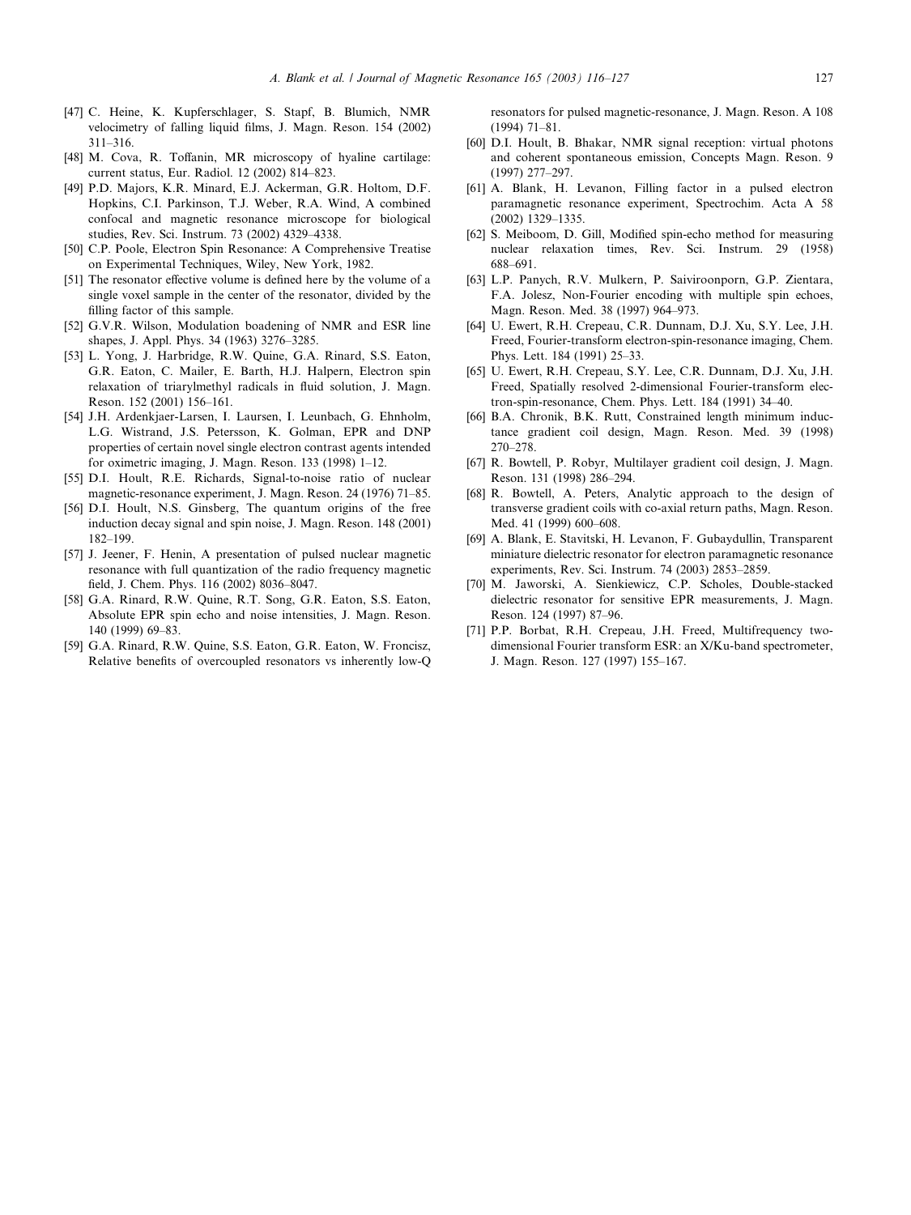[47] C. Heine, K. Kupferschlager, S. Stapf, B. Blumich, NMR velocimetry of falling liquid films, J. Magn. Reson. 154 (2002) 311–316.

[48] M. Cova, R. Toffanin, MR microscopy of hyaline cartilage: current status, Eur. Radiol. 12 (2002) 814–823.

[49] P.D. Majors, K.R. Minard, E.J. Ackerman, G.R. Holtom, D.F. Hopkins, C.I. Parkinson, T.J. Weber, R.A. Wind, A combined confocal and magnetic resonance microscope for biological studies, Rev. Sci. Instrum. 73 (2002) 4329–4338.

[50] C.P. Poole, Electron Spin Resonance: A Comprehensive Treatise on Experimental Techniques, Wiley, New York, 1982.

[51] The resonator effective volume is defined here by the volume of a single voxel sample in the center of the resonator, divided by the filling factor of this sample.

[52] G.V.R. Wilson, Modulation boadening of NMR and ESR line shapes, J. Appl. Phys. 34 (1963) 3276–3285.

[53] L. Yong, J. Harbridge, R.W. Quine, G.A. Rinard, S.S. Eaton, G.R. Eaton, C. Mailer, E. Barth, H.J. Halpern, Electron spin relaxation of triarylmethyl radicals in fluid solution, J. Magn. Reson. 152 (2001) 156–161.

[54] J.H. Ardenkjaer-Larsen, I. Laursen, I. Leunbach, G. Ehnholm, L.G. Wistrand, J.S. Petersson, K. Golman, EPR and DNP properties of certain novel single electron contrast agents intended for oximetric imaging, J. Magn. Reson. 133 (1998) 1–12.

[55] D.I. Hoult, R.E. Richards, Signal-to-noise ratio of nuclear magnetic-resonance experiment, J. Magn. Reson. 24 (1976) 71–85.

[56] D.I. Hoult, N.S. Ginsberg, The quantum origins of the free induction decay signal and spin noise, J. Magn. Reson. 148 (2001) 182–199.

[57] J. Jeener, F. Henin, A presentation of pulsed nuclear magnetic resonance with full quantization of the radio frequency magnetic field, J. Chem. Phys. 116 (2002) 8036–8047.

[58] G.A. Rinard, R.W. Quine, R.T. Song, G.R. Eaton, S.S. Eaton, Absolute EPR spin echo and noise intensities, J. Magn. Reson. 140 (1999) 69–83.

[59] G.A. Rinard, R.W. Quine, S.S. Eaton, G.R. Eaton, W. Froncisz, Relative benefits of overcoupled resonators vs inherently low-Q resonators for pulsed magnetic-resonance, J. Magn. Reson. A 108 (1994) 71–81.

[60] D.I. Hoult, B. Bhakar, NMR signal reception: virtual photons and coherent spontaneous emission, Concepts Magn. Reson. 9 (1997) 277–297.

[61] A. Blank, H. Levanon, Filling factor in a pulsed electron paramagnetic resonance experiment, Spectrochim. Acta A 58 (2002) 1329–1335.

[62] S. Meiboom, D. Gill, Modified spin-echo method for measuring nuclear relaxation times, Rev. Sci. Instrum. 29 (1958) 688–691.

[63] L.P. Panych, R.V. Mulkern, P. Saiviroonporn, G.P. Zientara, F.A. Jolesz, Non-Fourier encoding with multiple spin echoes, Magn. Reson. Med. 38 (1997) 964–973.

[64] U. Ewert, R.H. Crepeau, C.R. Dunnam, D.J. Xu, S.Y. Lee, J.H. Freed, Fourier-transform electron-spin-resonance imaging, Chem. Phys. Lett. 184 (1991) 25–33.

[65] U. Ewert, R.H. Crepeau, S.Y. Lee, C.R. Dunnam, D.J. Xu, J.H. Freed, Spatially resolved 2-dimensional Fourier-transform electron-spin-resonance, Chem. Phys. Lett. 184 (1991) 34–40.

[66] B.A. Chronik, B.K. Rutt, Constrained length minimum inductance gradient coil design, Magn. Reson. Med. 39 (1998) 270–278.

[67] R. Bowtell, P. Robyr, Multilayer gradient coil design, J. Magn. Reson. 131 (1998) 286–294.

[68] R. Bowtell, A. Peters, Analytic approach to the design of transverse gradient coils with co-axial return paths, Magn. Reson. Med. 41 (1999) 600–608.

[69] A. Blank, E. Stavitski, H. Levanon, F. Gubaydullin, Transparent miniature dielectric resonator for electron paramagnetic resonance experiments, Rev. Sci. Instrum. 74 (2003) 2853–2859.

[70] M. Jaworski, A. Sienkiewicz, C.P. Scholes, Double-stacked dielectric resonator for sensitive EPR measurements, J. Magn. Reson. 124 (1997) 87–96.

[71] P.P. Borbat, R.H. Crepeau, J.H. Freed, Multifrequency two-dimensional Fourier transform ESR: an X/Ku-band spectrometer, J. Magn. Reson. 127 (1997) 155–167.